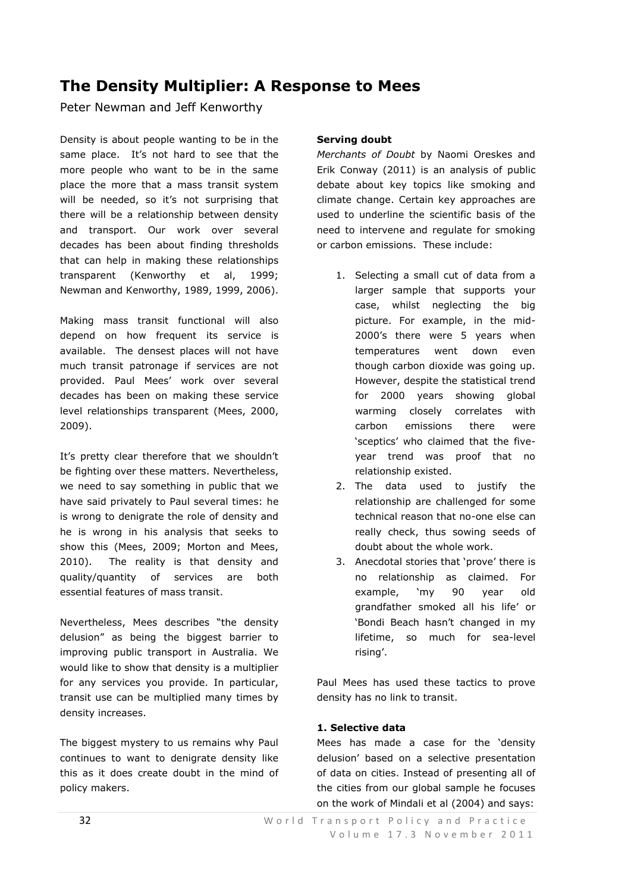# The Density Multiplier: A Response to Mees

Peter Newman and Jeff Kenworthy

Density is about people wanting to be in the same place. It's not hard to see that the more people who want to be in the same place the more that a mass transit system will be needed, so it's not surprising that there will be a relationship between density and transport. Our work over several decades has been about finding thresholds that can help in making these relationships transparent (Kenworthy et al, 1999; Newman and Kenworthy, 1989, 1999, 2006).

Making mass transit functional will also depend on how frequent its service is available. The densest places will not have much transit patronage if services are not provided. Paul Mees' work over several decades has been on making these service level relationships transparent (Mees, 2000, 2009).

It's pretty clear therefore that we shouldn't be fighting over these matters. Nevertheless, we need to say something in public that we have said privately to Paul several times: he is wrong to denigrate the role of density and he is wrong in his analysis that seeks to show this (Mees, 2009; Morton and Mees, 2010). The reality is that density and quality/quantity of services are both essential features of mass transit.

Nevertheless, Mees describes "the density delusion" as being the biggest barrier to improving public transport in Australia. We would like to show that density is a multiplier for any services you provide. In particular, transit use can be multiplied many times by density increases.

The biggest mystery to us remains why Paul continues to want to denigrate density like this as it does create doubt in the mind of policy makers.

**Serving doubt**

*Merchants of Doubt* by Naomi Oreskes and Erik Conway (2011) is an analysis of public debate about key topics like smoking and climate change. Certain key approaches are used to underline the scientific basis of the need to intervene and regulate for smoking or carbon emissions. These include:

1. Selecting a small cut of data from a larger sample that supports your case, whilst neglecting the big picture. For example, in the mid-2000's there were 5 years when temperatures went down even though carbon dioxide was going up. However, despite the statistical trend for 2000 years showing global warming closely correlates with carbon emissions there were 'sceptics' who claimed that the five-year trend was proof that no relationship existed.
2. The data used to justify the relationship are challenged for some technical reason that no-one else can really check, thus sowing seeds of doubt about the whole work.
3. Anecdotal stories that 'prove' there is no relationship as claimed. For example, 'my 90 year old grandfather smoked all his life' or 'Bondi Beach hasn't changed in my lifetime, so much for sea-level rising'.

Paul Mees has used these tactics to prove density has no link to transit.

**1. Selective data**

Mees has made a case for the 'density delusion' based on a selective presentation of data on cities. Instead of presenting all of the cities from our global sample he focuses on the work of Mindali et al (2004) and says: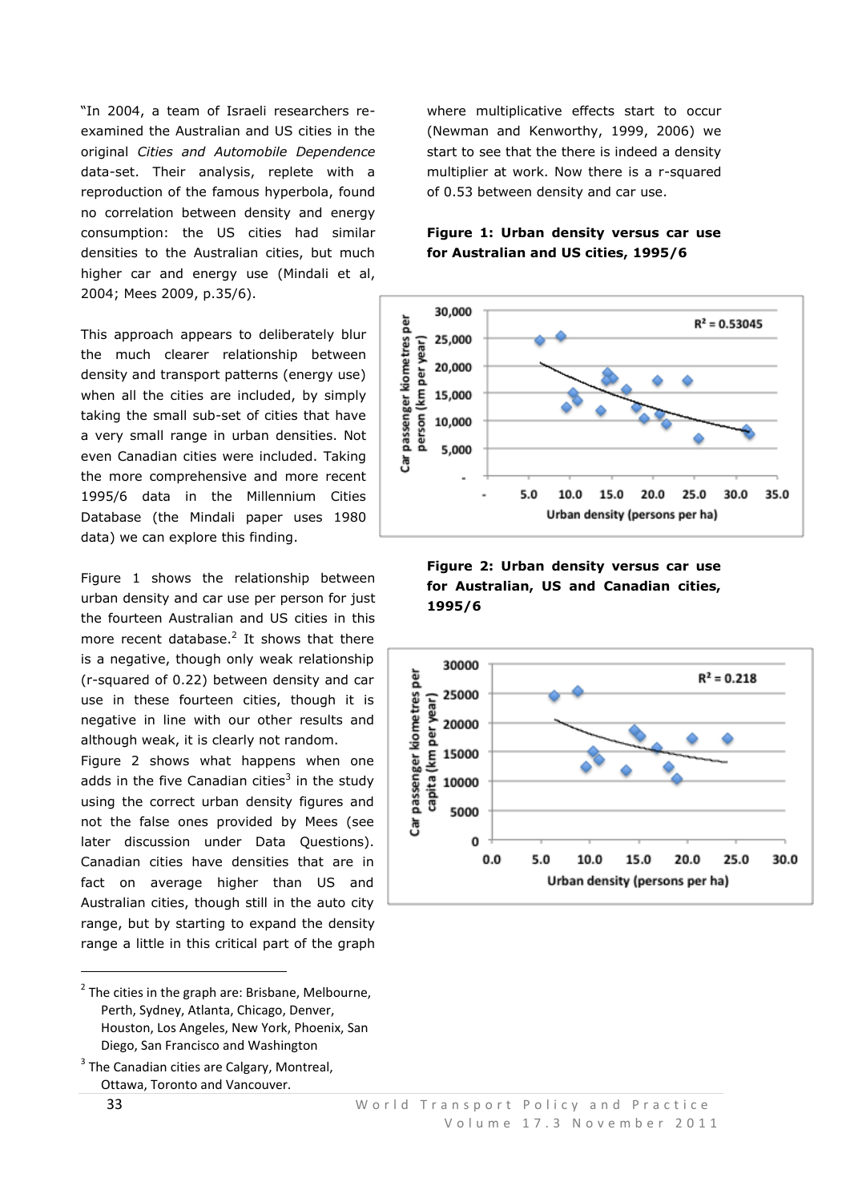"In 2004, a team of Israeli researchers re-examined the Australian and US cities in the original *Cities and Automobile Dependence* data-set. Their analysis, replete with a reproduction of the famous hyperbola, found no correlation between density and energy consumption: the US cities had similar densities to the Australian cities, but much higher car and energy use (Mindali et al, 2004; Mees 2009, p.35/6).

This approach appears to deliberately blur the much clearer relationship between density and transport patterns (energy use) when all the cities are included, by simply taking the small sub-set of cities that have a very small range in urban densities. Not even Canadian cities were included. Taking the more comprehensive and more recent 1995/6 data in the Millennium Cities Database (the Mindali paper uses 1980 data) we can explore this finding.

Figure 1 shows the relationship between urban density and car use per person for just the fourteen Australian and US cities in this more recent database.[2] It shows that there is a negative, though only weak relationship (r-squared of 0.22) between density and car use in these fourteen cities, though it is negative in line with our other results and although weak, it is clearly not random.

Figure 2 shows what happens when one adds in the five Canadian cities[3] in the study using the correct urban density figures and not the false ones provided by Mees (see later discussion under Data Questions). Canadian cities have densities that are in fact on average higher than US and Australian cities, though still in the auto city range, but by starting to expand the density range a little in this critical part of the graph where multiplicative effects start to occur (Newman and Kenworthy, 1999, 2006) we start to see that the there is indeed a density multiplier at work. Now there is a r-squared of 0.53 between density and car use.

**Figure 1: Urban density versus car use for Australian and US cities, 1995/6**

**Figure 2: Urban density versus car use for Australian, US and Canadian cities, 1995/6**

[2] The cities in the graph are: Brisbane, Melbourne, Perth, Sydney, Atlanta, Chicago, Denver, Houston, Los Angeles, New York, Phoenix, San Diego, San Francisco and Washington

[3] The Canadian cities are Calgary, Montreal, Ottawa, Toronto and Vancouver.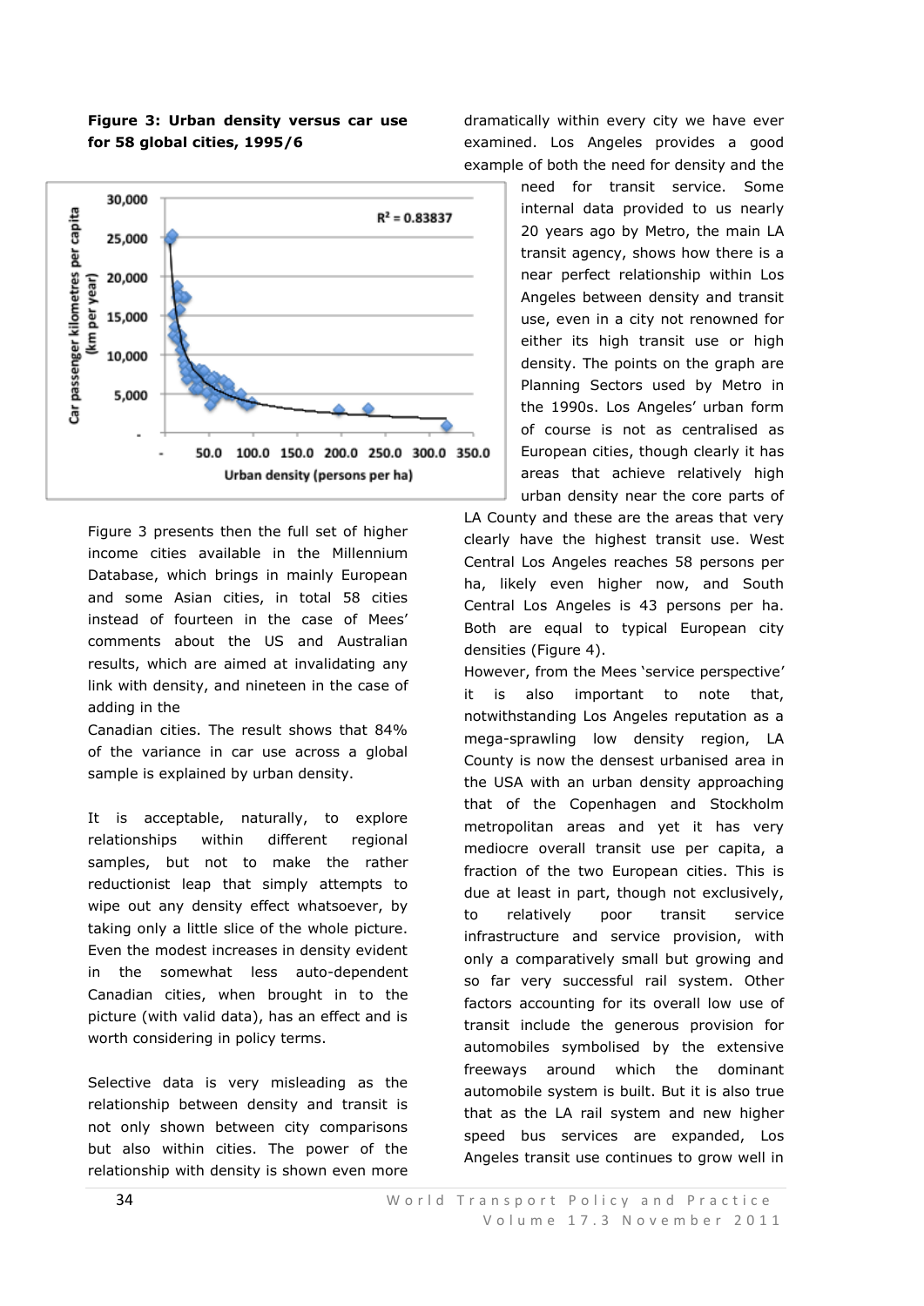**Figure 3: Urban density versus car use for 58 global cities, 1995/6**

Figure 3 presents then the full set of higher income cities available in the Millennium Database, which brings in mainly European and some Asian cities, in total 58 cities instead of fourteen in the case of Mees' comments about the US and Australian results, which are aimed at invalidating any link with density, and nineteen in the case of adding in the

Canadian cities. The result shows that 84% of the variance in car use across a global sample is explained by urban density.

It is acceptable, naturally, to explore relationships within different regional samples, but not to make the rather reductionist leap that simply attempts to wipe out any density effect whatsoever, by taking only a little slice of the whole picture. Even the modest increases in density evident in the somewhat less auto-dependent Canadian cities, when brought in to the picture (with valid data), has an effect and is worth considering in policy terms.

Selective data is very misleading as the relationship between density and transit is not only shown between city comparisons but also within cities. The power of the relationship with density is shown even more dramatically within every city we have ever examined. Los Angeles provides a good example of both the need for density and the need for transit service. Some internal data provided to us nearly 20 years ago by Metro, the main LA transit agency, shows how there is a near perfect relationship within Los Angeles between density and transit use, even in a city not renowned for either its high transit use or high density. The points on the graph are Planning Sectors used by Metro in the 1990s. Los Angeles' urban form of course is not as centralised as European cities, though clearly it has areas that achieve relatively high urban density near the core parts of LA County and these are the areas that very clearly have the highest transit use. West Central Los Angeles reaches 58 persons per ha, likely even higher now, and South Central Los Angeles is 43 persons per ha. Both are equal to typical European city densities (Figure 4).

However, from the Mees 'service perspective' it is also important to note that, notwithstanding Los Angeles reputation as a mega-sprawling low density region, LA County is now the densest urbanised area in the USA with an urban density approaching that of the Copenhagen and Stockholm metropolitan areas and yet it has very mediocre overall transit use per capita, a fraction of the two European cities. This is due at least in part, though not exclusively, to relatively poor transit service infrastructure and service provision, with only a comparatively small but growing and so far very successful rail system. Other factors accounting for its overall low use of transit include the generous provision for automobiles symbolised by the extensive freeways around which the dominant automobile system is built. But it is also true that as the LA rail system and new higher speed bus services are expanded, Los Angeles transit use continues to grow well in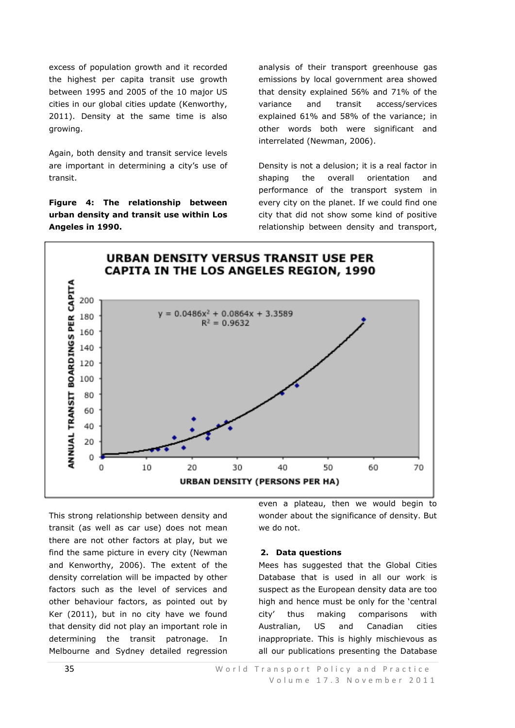excess of population growth and it recorded the highest per capita transit use growth between 1995 and 2005 of the 10 major US cities in our global cities update (Kenworthy, 2011). Density at the same time is also growing.

Again, both density and transit service levels are important in determining a city's use of transit.

**Figure 4: The relationship between urban density and transit use within Los Angeles in 1990.**

**URBAN DENSITY VERSUS TRANSIT USE PER CAPITA IN THE LOS ANGELES REGION, 1990**

$y = 0.0486x^2 + 0.0864x + 3.3589$
$R^2 = 0.9632$

ANNUAL TRANSIT BOARDINGS PER CAPITA

URBAN DENSITY (PERSONS PER HA)

This strong relationship between density and transit (as well as car use) does not mean there are not other factors at play, but we find the same picture in every city (Newman and Kenworthy, 2006). The extent of the density correlation will be impacted by other factors such as the level of services and other behaviour factors, as pointed out by Ker (2011), but in no city have we found that density did not play an important role in determining the transit patronage. In Melbourne and Sydney detailed regression analysis of their transport greenhouse gas emissions by local government area showed that density explained 56% and 71% of the variance and transit access/services explained 61% and 58% of the variance; in other words both were significant and interrelated (Newman, 2006).

Density is not a delusion; it is a real factor in shaping the overall orientation and performance of the transport system in every city on the planet. If we could find one city that did not show some kind of positive relationship between density and transport, even a plateau, then we would begin to wonder about the significance of density. But we do not.

## 2. Data questions

Mees has suggested that the Global Cities Database that is used in all our work is suspect as the European density data are too high and hence must be only for the 'central city' thus making comparisons with Australian, US and Canadian cities inappropriate. This is highly mischievous as all our publications presenting the Database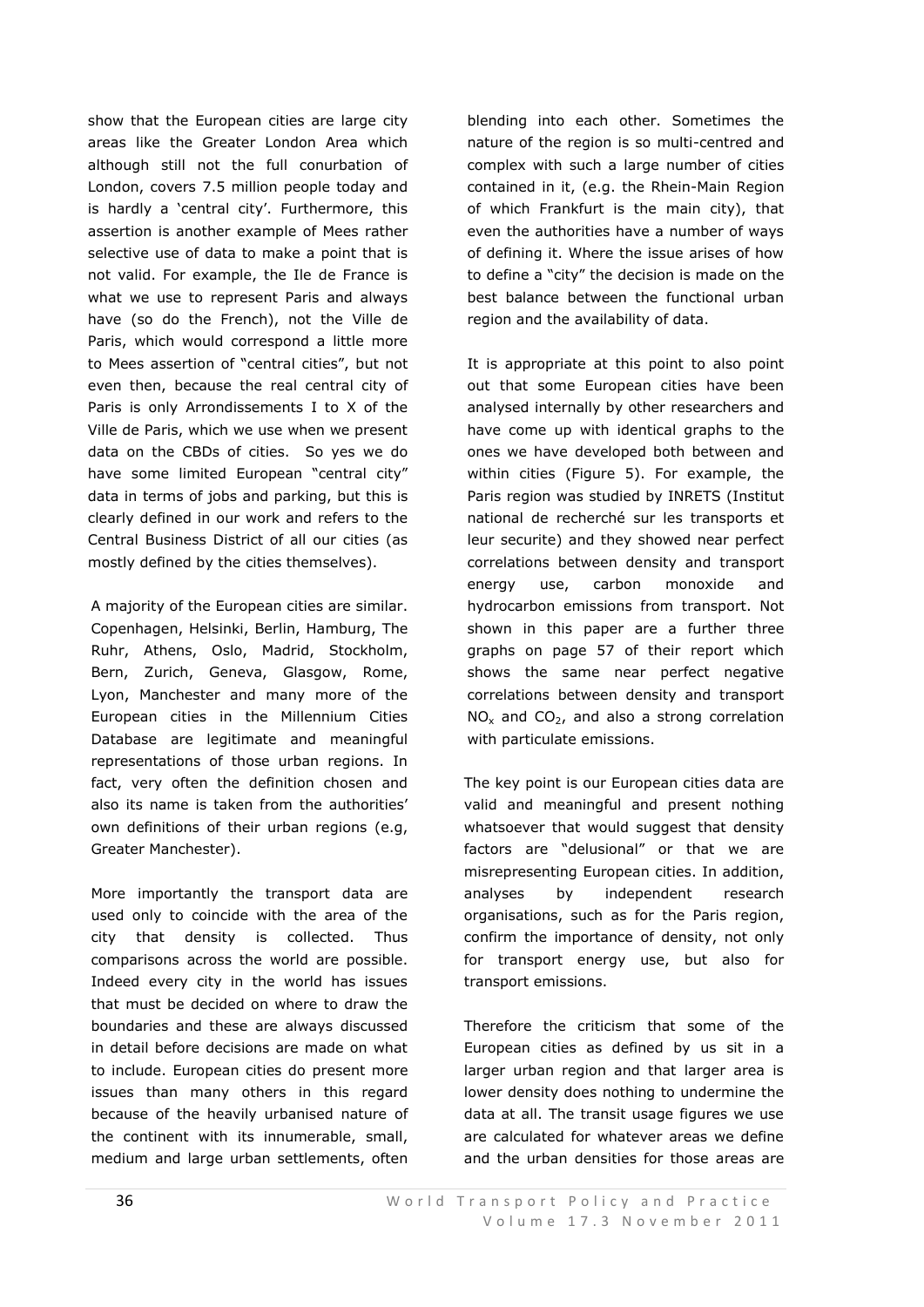show that the European cities are large city areas like the Greater London Area which although still not the full conurbation of London, covers 7.5 million people today and is hardly a 'central city'. Furthermore, this assertion is another example of Mees rather selective use of data to make a point that is not valid. For example, the Ile de France is what we use to represent Paris and always have (so do the French), not the Ville de Paris, which would correspond a little more to Mees assertion of "central cities", but not even then, because the real central city of Paris is only Arrondissements I to X of the Ville de Paris, which we use when we present data on the CBDs of cities. So yes we do have some limited European "central city" data in terms of jobs and parking, but this is clearly defined in our work and refers to the Central Business District of all our cities (as mostly defined by the cities themselves).

A majority of the European cities are similar. Copenhagen, Helsinki, Berlin, Hamburg, The Ruhr, Athens, Oslo, Madrid, Stockholm, Bern, Zurich, Geneva, Glasgow, Rome, Lyon, Manchester and many more of the European cities in the Millennium Cities Database are legitimate and meaningful representations of those urban regions. In fact, very often the definition chosen and also its name is taken from the authorities' own definitions of their urban regions (e.g, Greater Manchester).

More importantly the transport data are used only to coincide with the area of the city that density is collected. Thus comparisons across the world are possible. Indeed every city in the world has issues that must be decided on where to draw the boundaries and these are always discussed in detail before decisions are made on what to include. European cities do present more issues than many others in this regard because of the heavily urbanised nature of the continent with its innumerable, small, medium and large urban settlements, often blending into each other. Sometimes the nature of the region is so multi-centred and complex with such a large number of cities contained in it, (e.g. the Rhein-Main Region of which Frankfurt is the main city), that even the authorities have a number of ways of defining it. Where the issue arises of how to define a "city" the decision is made on the best balance between the functional urban region and the availability of data.

It is appropriate at this point to also point out that some European cities have been analysed internally by other researchers and have come up with identical graphs to the ones we have developed both between and within cities (Figure 5). For example, the Paris region was studied by INRETS (Institut national de recherché sur les transports et leur securite) and they showed near perfect correlations between density and transport energy use, carbon monoxide and hydrocarbon emissions from transport. Not shown in this paper are a further three graphs on page 57 of their report which shows the same near perfect negative correlations between density and transport $NO_x$ and $CO_2$, and also a strong correlation with particulate emissions.

The key point is our European cities data are valid and meaningful and present nothing whatsoever that would suggest that density factors are "delusional" or that we are misrepresenting European cities. In addition, analyses by independent research organisations, such as for the Paris region, confirm the importance of density, not only for transport energy use, but also for transport emissions.

Therefore the criticism that some of the European cities as defined by us sit in a larger urban region and that larger area is lower density does nothing to undermine the data at all. The transit usage figures we use are calculated for whatever areas we define and the urban densities for those areas are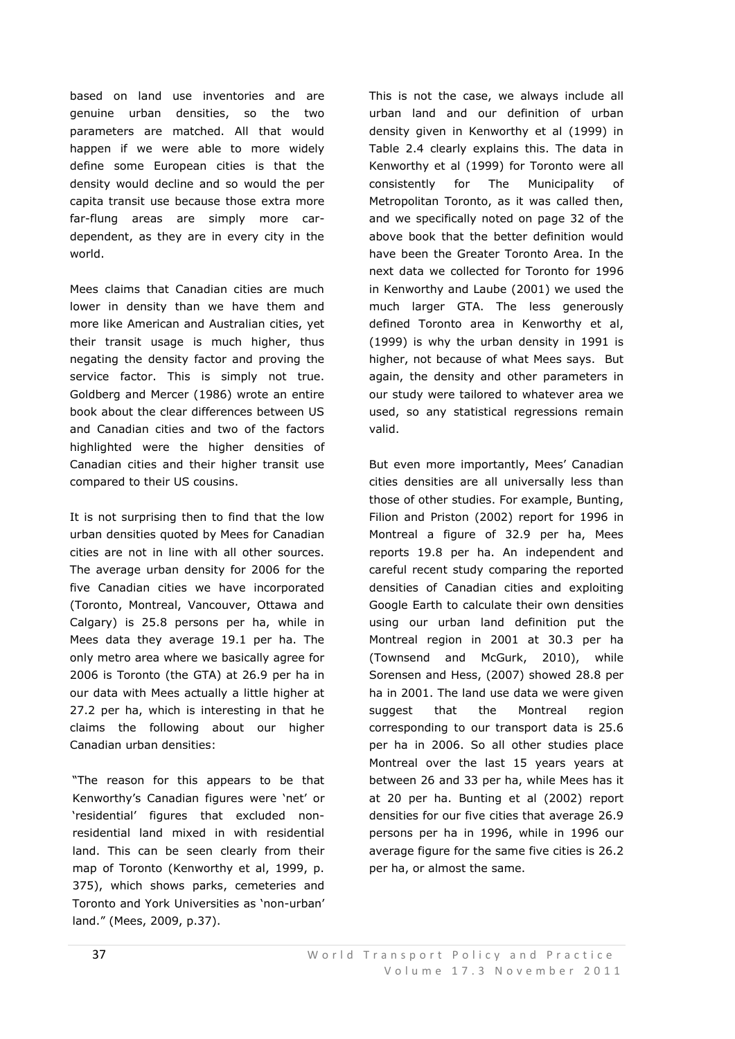based on land use inventories and are genuine urban densities, so the two parameters are matched. All that would happen if we were able to more widely define some European cities is that the density would decline and so would the per capita transit use because those extra more far-flung areas are simply more car-dependent, as they are in every city in the world.

Mees claims that Canadian cities are much lower in density than we have them and more like American and Australian cities, yet their transit usage is much higher, thus negating the density factor and proving the service factor. This is simply not true. Goldberg and Mercer (1986) wrote an entire book about the clear differences between US and Canadian cities and two of the factors highlighted were the higher densities of Canadian cities and their higher transit use compared to their US cousins.

It is not surprising then to find that the low urban densities quoted by Mees for Canadian cities are not in line with all other sources. The average urban density for 2006 for the five Canadian cities we have incorporated (Toronto, Montreal, Vancouver, Ottawa and Calgary) is 25.8 persons per ha, while in Mees data they average 19.1 per ha. The only metro area where we basically agree for 2006 is Toronto (the GTA) at 26.9 per ha in our data with Mees actually a little higher at 27.2 per ha, which is interesting in that he claims the following about our higher Canadian urban densities:

"The reason for this appears to be that Kenworthy's Canadian figures were 'net' or 'residential' figures that excluded non-residential land mixed in with residential land. This can be seen clearly from their map of Toronto (Kenworthy et al, 1999, p. 375), which shows parks, cemeteries and Toronto and York Universities as 'non-urban' land." (Mees, 2009, p.37).

This is not the case, we always include all urban land and our definition of urban density given in Kenworthy et al (1999) in Table 2.4 clearly explains this. The data in Kenworthy et al (1999) for Toronto were all consistently for The Municipality of Metropolitan Toronto, as it was called then, and we specifically noted on page 32 of the above book that the better definition would have been the Greater Toronto Area. In the next data we collected for Toronto for 1996 in Kenworthy and Laube (2001) we used the much larger GTA. The less generously defined Toronto area in Kenworthy et al, (1999) is why the urban density in 1991 is higher, not because of what Mees says. But again, the density and other parameters in our study were tailored to whatever area we used, so any statistical regressions remain valid.

But even more importantly, Mees' Canadian cities densities are all universally less than those of other studies. For example, Bunting, Filion and Priston (2002) report for 1996 in Montreal a figure of 32.9 per ha, Mees reports 19.8 per ha. An independent and careful recent study comparing the reported densities of Canadian cities and exploiting Google Earth to calculate their own densities using our urban land definition put the Montreal region in 2001 at 30.3 per ha (Townsend and McGurk, 2010), while Sorensen and Hess, (2007) showed 28.8 per ha in 2001. The land use data we were given suggest that the Montreal region corresponding to our transport data is 25.6 per ha in 2006. So all other studies place Montreal over the last 15 years years at between 26 and 33 per ha, while Mees has it at 20 per ha. Bunting et al (2002) report densities for our five cities that average 26.9 persons per ha in 1996, while in 1996 our average figure for the same five cities is 26.2 per ha, or almost the same.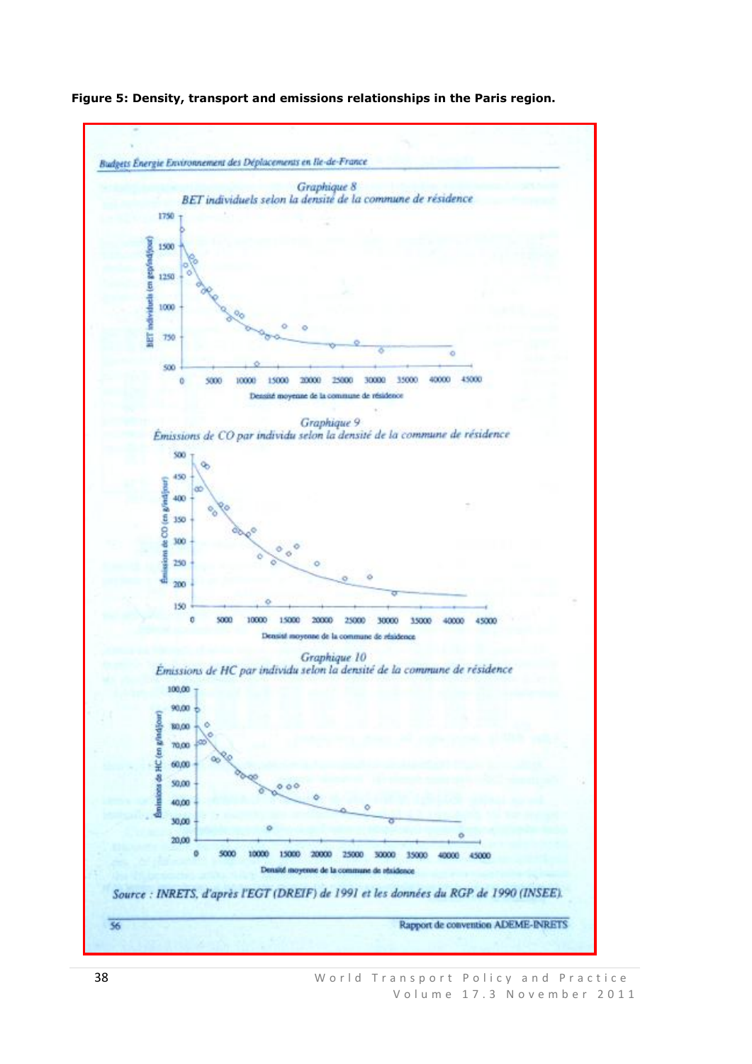**Figure 5: Density, transport and emissions relationships in the Paris region.**

*Budgets Énergie Environnement des Déplacements en Ile-de-France*

Graphique 8
*BET individuels selon la densité de la commune de résidence*

Graphique 9
*Émissions de CO par individu selon la densité de la commune de résidence*

Graphique 10
*Émissions de HC par individu selon la densité de la commune de résidence*

*Source : INRETS, d'après l'EGT (DREIF) de 1991 et les données du RGP de 1990 (INSEE).*

56 Rapport de convention ADEME-INRETS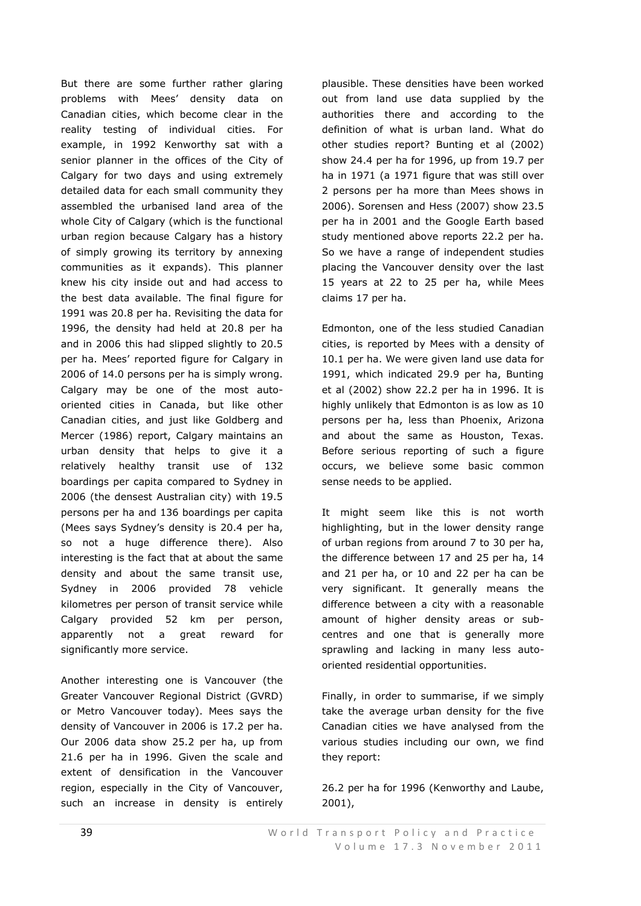But there are some further rather glaring problems with Mees' density data on Canadian cities, which become clear in the reality testing of individual cities. For example, in 1992 Kenworthy sat with a senior planner in the offices of the City of Calgary for two days and using extremely detailed data for each small community they assembled the urbanised land area of the whole City of Calgary (which is the functional urban region because Calgary has a history of simply growing its territory by annexing communities as it expands). This planner knew his city inside out and had access to the best data available. The final figure for 1991 was 20.8 per ha. Revisiting the data for 1996, the density had held at 20.8 per ha and in 2006 this had slipped slightly to 20.5 per ha. Mees' reported figure for Calgary in 2006 of 14.0 persons per ha is simply wrong. Calgary may be one of the most auto-oriented cities in Canada, but like other Canadian cities, and just like Goldberg and Mercer (1986) report, Calgary maintains an urban density that helps to give it a relatively healthy transit use of 132 boardings per capita compared to Sydney in 2006 (the densest Australian city) with 19.5 persons per ha and 136 boardings per capita (Mees says Sydney's density is 20.4 per ha, so not a huge difference there). Also interesting is the fact that at about the same density and about the same transit use, Sydney in 2006 provided 78 vehicle kilometres per person of transit service while Calgary provided 52 km per person, apparently not a great reward for significantly more service.

Another interesting one is Vancouver (the Greater Vancouver Regional District (GVRD) or Metro Vancouver today). Mees says the density of Vancouver in 2006 is 17.2 per ha. Our 2006 data show 25.2 per ha, up from 21.6 per ha in 1996. Given the scale and extent of densification in the Vancouver region, especially in the City of Vancouver, such an increase in density is entirely plausible. These densities have been worked out from land use data supplied by the authorities there and according to the definition of what is urban land. What do other studies report? Bunting et al (2002) show 24.4 per ha for 1996, up from 19.7 per ha in 1971 (a 1971 figure that was still over 2 persons per ha more than Mees shows in 2006). Sorensen and Hess (2007) show 23.5 per ha in 2001 and the Google Earth based study mentioned above reports 22.2 per ha. So we have a range of independent studies placing the Vancouver density over the last 15 years at 22 to 25 per ha, while Mees claims 17 per ha.

Edmonton, one of the less studied Canadian cities, is reported by Mees with a density of 10.1 per ha. We were given land use data for 1991, which indicated 29.9 per ha, Bunting et al (2002) show 22.2 per ha in 1996. It is highly unlikely that Edmonton is as low as 10 persons per ha, less than Phoenix, Arizona and about the same as Houston, Texas. Before serious reporting of such a figure occurs, we believe some basic common sense needs to be applied.

It might seem like this is not worth highlighting, but in the lower density range of urban regions from around 7 to 30 per ha, the difference between 17 and 25 per ha, 14 and 21 per ha, or 10 and 22 per ha can be very significant. It generally means the difference between a city with a reasonable amount of higher density areas or sub-centres and one that is generally more sprawling and lacking in many less auto-oriented residential opportunities.

Finally, in order to summarise, if we simply take the average urban density for the five Canadian cities we have analysed from the various studies including our own, we find they report:

26.2 per ha for 1996 (Kenworthy and Laube, 2001),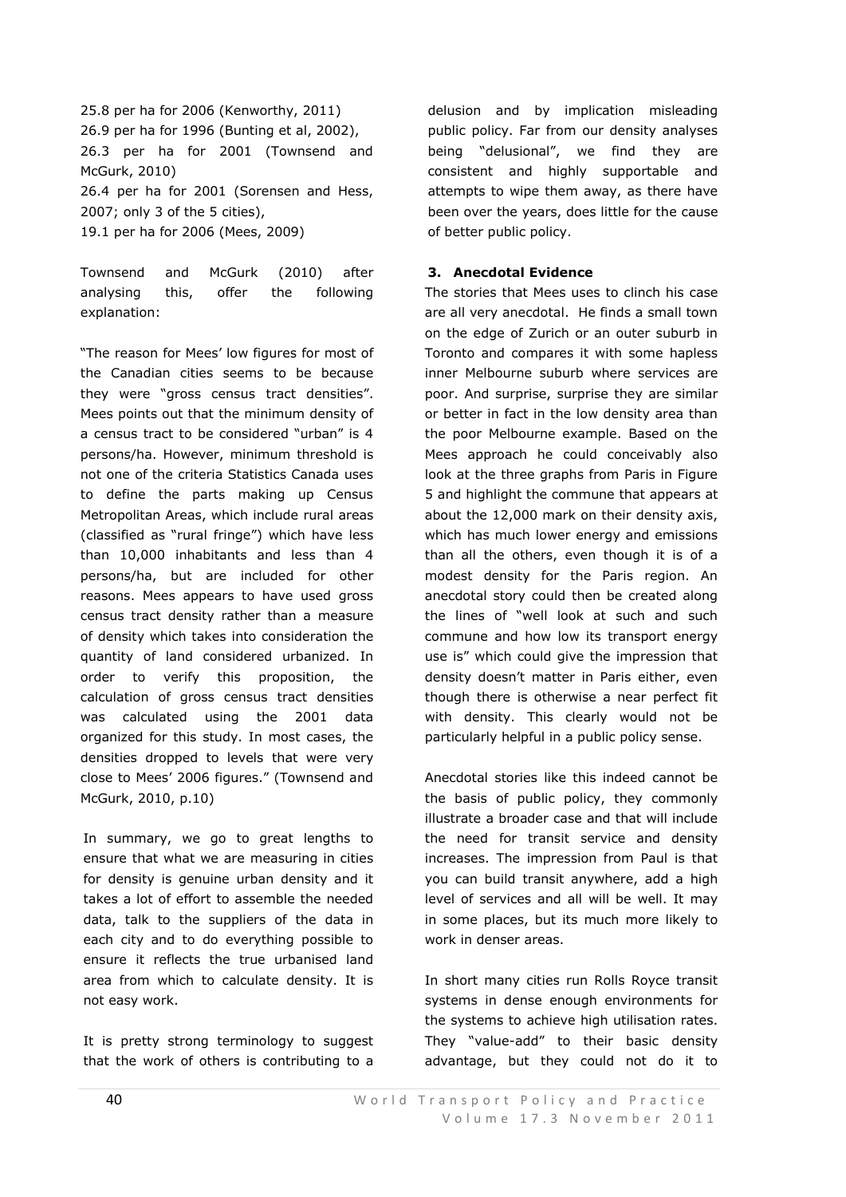25.8 per ha for 2006 (Kenworthy, 2011)
26.9 per ha for 1996 (Bunting et al, 2002),
26.3 per ha for 2001 (Townsend and McGurk, 2010)
26.4 per ha for 2001 (Sorensen and Hess, 2007; only 3 of the 5 cities),
19.1 per ha for 2006 (Mees, 2009)

Townsend and McGurk (2010) after analysing this, offer the following explanation:

"The reason for Mees' low figures for most of the Canadian cities seems to be because they were "gross census tract densities". Mees points out that the minimum density of a census tract to be considered "urban" is 4 persons/ha. However, minimum threshold is not one of the criteria Statistics Canada uses to define the parts making up Census Metropolitan Areas, which include rural areas (classified as "rural fringe") which have less than 10,000 inhabitants and less than 4 persons/ha, but are included for other reasons. Mees appears to have used gross census tract density rather than a measure of density which takes into consideration the quantity of land considered urbanized. In order to verify this proposition, the calculation of gross census tract densities was calculated using the 2001 data organized for this study. In most cases, the densities dropped to levels that were very close to Mees' 2006 figures." (Townsend and McGurk, 2010, p.10)

In summary, we go to great lengths to ensure that what we are measuring in cities for density is genuine urban density and it takes a lot of effort to assemble the needed data, talk to the suppliers of the data in each city and to do everything possible to ensure it reflects the true urbanised land area from which to calculate density. It is not easy work.

It is pretty strong terminology to suggest that the work of others is contributing to a delusion and by implication misleading public policy. Far from our density analyses being "delusional", we find they are consistent and highly supportable and attempts to wipe them away, as there have been over the years, does little for the cause of better public policy.

### 3. Anecdotal Evidence

The stories that Mees uses to clinch his case are all very anecdotal. He finds a small town on the edge of Zurich or an outer suburb in Toronto and compares it with some hapless inner Melbourne suburb where services are poor. And surprise, surprise they are similar or better in fact in the low density area than the poor Melbourne example. Based on the Mees approach he could conceivably also look at the three graphs from Paris in Figure 5 and highlight the commune that appears at about the 12,000 mark on their density axis, which has much lower energy and emissions than all the others, even though it is of a modest density for the Paris region. An anecdotal story could then be created along the lines of "well look at such and such commune and how low its transport energy use is" which could give the impression that density doesn't matter in Paris either, even though there is otherwise a near perfect fit with density. This clearly would not be particularly helpful in a public policy sense.

Anecdotal stories like this indeed cannot be the basis of public policy, they commonly illustrate a broader case and that will include the need for transit service and density increases. The impression from Paul is that you can build transit anywhere, add a high level of services and all will be well. It may in some places, but its much more likely to work in denser areas.

In short many cities run Rolls Royce transit systems in dense enough environments for the systems to achieve high utilisation rates. They "value-add" to their basic density advantage, but they could not do it to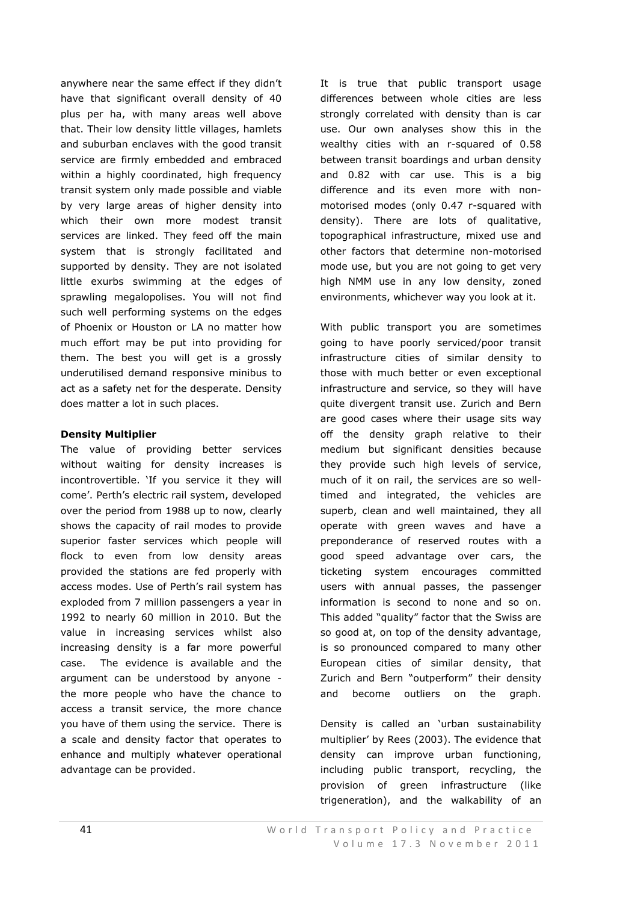anywhere near the same effect if they didn't have that significant overall density of 40 plus per ha, with many areas well above that. Their low density little villages, hamlets and suburban enclaves with the good transit service are firmly embedded and embraced within a highly coordinated, high frequency transit system only made possible and viable by very large areas of higher density into which their own more modest transit services are linked. They feed off the main system that is strongly facilitated and supported by density. They are not isolated little exurbs swimming at the edges of sprawling megalopolises. You will not find such well performing systems on the edges of Phoenix or Houston or LA no matter how much effort may be put into providing for them. The best you will get is a grossly underutilised demand responsive minibus to act as a safety net for the desperate. Density does matter a lot in such places.

**Density Multiplier**

The value of providing better services without waiting for density increases is incontrovertible. 'If you service it they will come'. Perth's electric rail system, developed over the period from 1988 up to now, clearly shows the capacity of rail modes to provide superior faster services which people will flock to even from low density areas provided the stations are fed properly with access modes. Use of Perth's rail system has exploded from 7 million passengers a year in 1992 to nearly 60 million in 2010. But the value in increasing services whilst also increasing density is a far more powerful case. The evidence is available and the argument can be understood by anyone - the more people who have the chance to access a transit service, the more chance you have of them using the service. There is a scale and density factor that operates to enhance and multiply whatever operational advantage can be provided.

It is true that public transport usage differences between whole cities are less strongly correlated with density than is car use. Our own analyses show this in the wealthy cities with an r-squared of 0.58 between transit boardings and urban density and 0.82 with car use. This is a big difference and its even more with non-motorised modes (only 0.47 r-squared with density). There are lots of qualitative, topographical infrastructure, mixed use and other factors that determine non-motorised mode use, but you are not going to get very high NMM use in any low density, zoned environments, whichever way you look at it.

With public transport you are sometimes going to have poorly serviced/poor transit infrastructure cities of similar density to those with much better or even exceptional infrastructure and service, so they will have quite divergent transit use. Zurich and Bern are good cases where their usage sits way off the density graph relative to their medium but significant densities because they provide such high levels of service, much of it on rail, the services are so well-timed and integrated, the vehicles are superb, clean and well maintained, they all operate with green waves and have a preponderance of reserved routes with a good speed advantage over cars, the ticketing system encourages committed users with annual passes, the passenger information is second to none and so on. This added "quality" factor that the Swiss are so good at, on top of the density advantage, is so pronounced compared to many other European cities of similar density, that Zurich and Bern "outperform" their density and become outliers on the graph.

Density is called an 'urban sustainability multiplier' by Rees (2003). The evidence that density can improve urban functioning, including public transport, recycling, the provision of green infrastructure (like trigeneration), and the walkability of an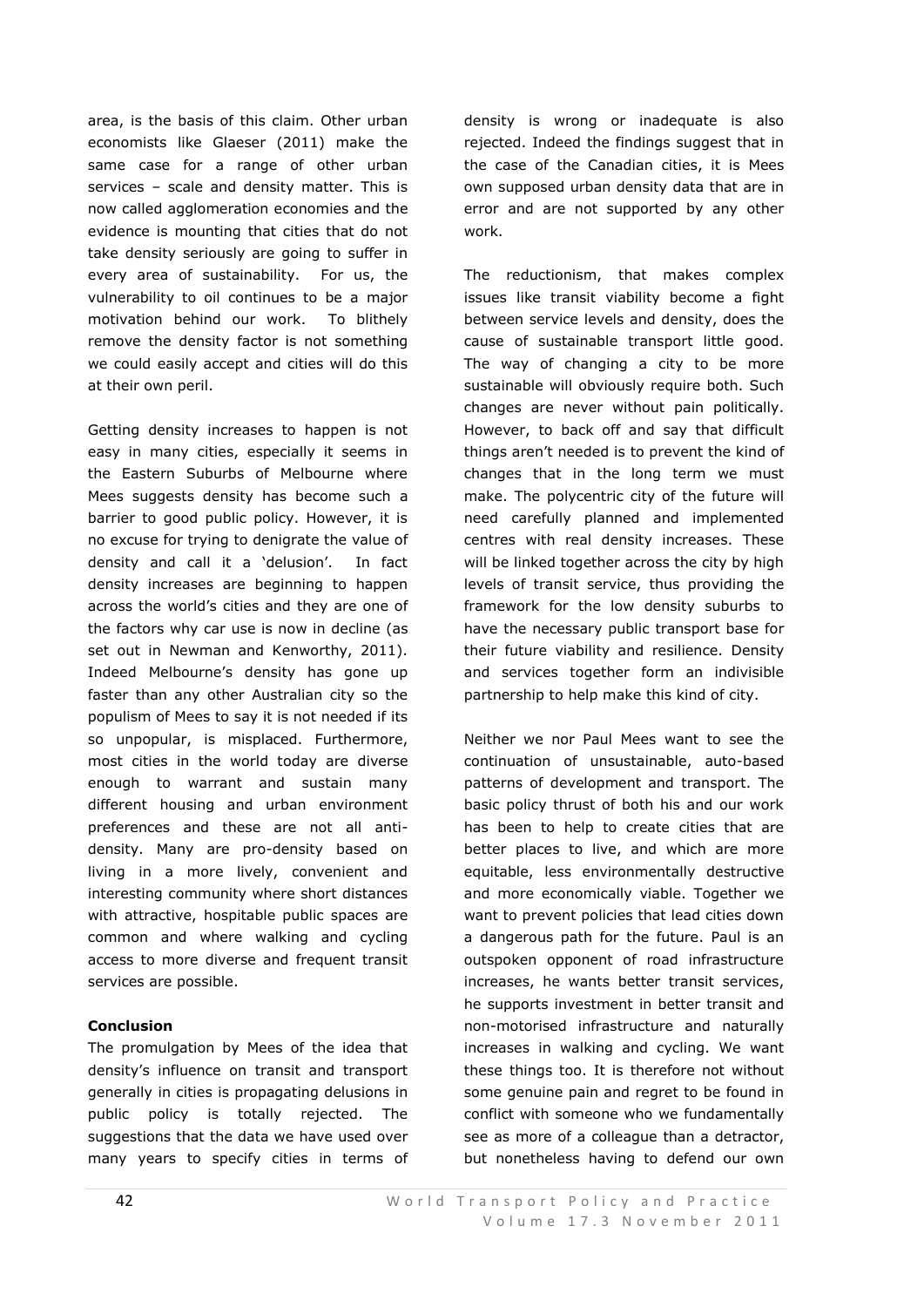area, is the basis of this claim. Other urban economists like Glaeser (2011) make the same case for a range of other urban services – scale and density matter. This is now called agglomeration economies and the evidence is mounting that cities that do not take density seriously are going to suffer in every area of sustainability. For us, the vulnerability to oil continues to be a major motivation behind our work. To blithely remove the density factor is not something we could easily accept and cities will do this at their own peril.

Getting density increases to happen is not easy in many cities, especially it seems in the Eastern Suburbs of Melbourne where Mees suggests density has become such a barrier to good public policy. However, it is no excuse for trying to denigrate the value of density and call it a 'delusion'. In fact density increases are beginning to happen across the world's cities and they are one of the factors why car use is now in decline (as set out in Newman and Kenworthy, 2011). Indeed Melbourne's density has gone up faster than any other Australian city so the populism of Mees to say it is not needed if its so unpopular, is misplaced. Furthermore, most cities in the world today are diverse enough to warrant and sustain many different housing and urban environment preferences and these are not all anti-density. Many are pro-density based on living in a more lively, convenient and interesting community where short distances with attractive, hospitable public spaces are common and where walking and cycling access to more diverse and frequent transit services are possible.

**Conclusion**

The promulgation by Mees of the idea that density's influence on transit and transport generally in cities is propagating delusions in public policy is totally rejected. The suggestions that the data we have used over many years to specify cities in terms of density is wrong or inadequate is also rejected. Indeed the findings suggest that in the case of the Canadian cities, it is Mees own supposed urban density data that are in error and are not supported by any other work.

The reductionism, that makes complex issues like transit viability become a fight between service levels and density, does the cause of sustainable transport little good. The way of changing a city to be more sustainable will obviously require both. Such changes are never without pain politically. However, to back off and say that difficult things aren't needed is to prevent the kind of changes that in the long term we must make. The polycentric city of the future will need carefully planned and implemented centres with real density increases. These will be linked together across the city by high levels of transit service, thus providing the framework for the low density suburbs to have the necessary public transport base for their future viability and resilience. Density and services together form an indivisible partnership to help make this kind of city.

Neither we nor Paul Mees want to see the continuation of unsustainable, auto-based patterns of development and transport. The basic policy thrust of both his and our work has been to help to create cities that are better places to live, and which are more equitable, less environmentally destructive and more economically viable. Together we want to prevent policies that lead cities down a dangerous path for the future. Paul is an outspoken opponent of road infrastructure increases, he wants better transit services, he supports investment in better transit and non-motorised infrastructure and naturally increases in walking and cycling. We want these things too. It is therefore not without some genuine pain and regret to be found in conflict with someone who we fundamentally see as more of a colleague than a detractor, but nonetheless having to defend our own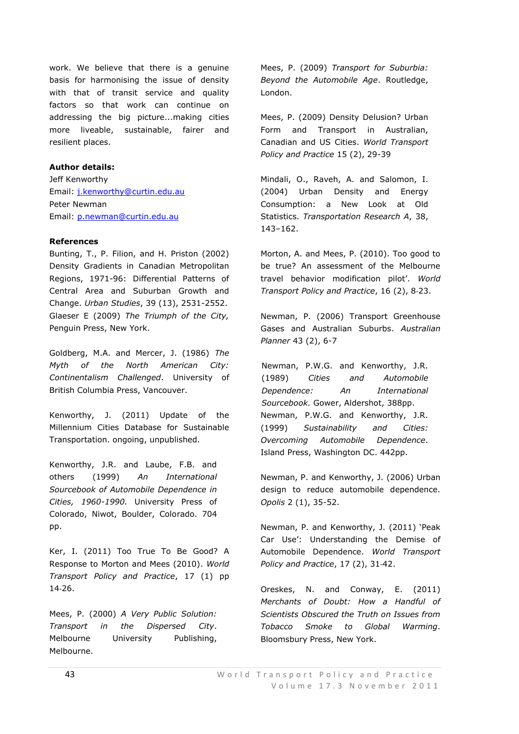work. We believe that there is a genuine basis for harmonising the issue of density with that of transit service and quality factors so that work can continue on addressing the big picture...making cities more liveable, sustainable, fairer and resilient places.

**Author details:**

Jeff Kenworthy
Email: j.kenworthy@curtin.edu.au
Peter Newman
Email: p.newman@curtin.edu.au

**References**

Bunting, T., P. Filion, and H. Priston (2002) Density Gradients in Canadian Metropolitan Regions, 1971-96: Differential Patterns of Central Area and Suburban Growth and Change. *Urban Studies*, 39 (13), 2531-2552.

Glaeser E (2009) *The Triumph of the City,* Penguin Press, New York.

Goldberg, M.A. and Mercer, J. (1986) *The Myth of the North American City: Continentalism Challenged*. University of British Columbia Press, Vancouver.

Kenworthy, J. (2011) Update of the Millennium Cities Database for Sustainable Transportation. ongoing, unpublished.

Kenworthy, J.R. and Laube, F.B. and others (1999) *An International Sourcebook of Automobile Dependence in Cities, 1960-1990.* University Press of Colorado, Niwot, Boulder, Colorado. 704 pp.

Ker, I. (2011) Too True To Be Good? A Response to Morton and Mees (2010). *World Transport Policy and Practice*, 17 (1) pp 14-26.

Mees, P. (2000) *A Very Public Solution: Transport in the Dispersed City*. Melbourne University Publishing, Melbourne.

Mees, P. (2009) *Transport for Suburbia: Beyond the Automobile Age*. Routledge, London.

Mees, P. (2009) Density Delusion? Urban Form and Transport in Australian, Canadian and US Cities. *World Transport Policy and Practice* 15 (2), 29-39

Mindali, O., Raveh, A. and Salomon, I. (2004) Urban Density and Energy Consumption: a New Look at Old Statistics. *Transportation Research A*, 38, 143–162.

Morton, A. and Mees, P. (2010). Too good to be true? An assessment of the Melbourne travel behavior modification pilot'. *World Transport Policy and Practice*, 16 (2), 8-23.

Newman, P. (2006) Transport Greenhouse Gases and Australian Suburbs. *Australian Planner* 43 (2), 6-7

Newman, P.W.G. and Kenworthy, J.R. (1989) *Cities and Automobile Dependence: An International Sourcebook.* Gower, Aldershot, 388pp.

Newman, P.W.G. and Kenworthy, J.R. (1999) *Sustainability and Cities: Overcoming Automobile Dependence*. Island Press, Washington DC. 442pp.

Newman, P. and Kenworthy, J. (2006) Urban design to reduce automobile dependence. *Opolis* 2 (1), 35-52.

Newman, P. and Kenworthy, J. (2011) 'Peak Car Use': Understanding the Demise of Automobile Dependence. *World Transport Policy and Practice*, 17 (2), 31-42.

Oreskes, N. and Conway, E. (2011) *Merchants of Doubt: How a Handful of Scientists Obscured the Truth on Issues from Tobacco Smoke to Global Warming*. Bloomsbury Press, New York.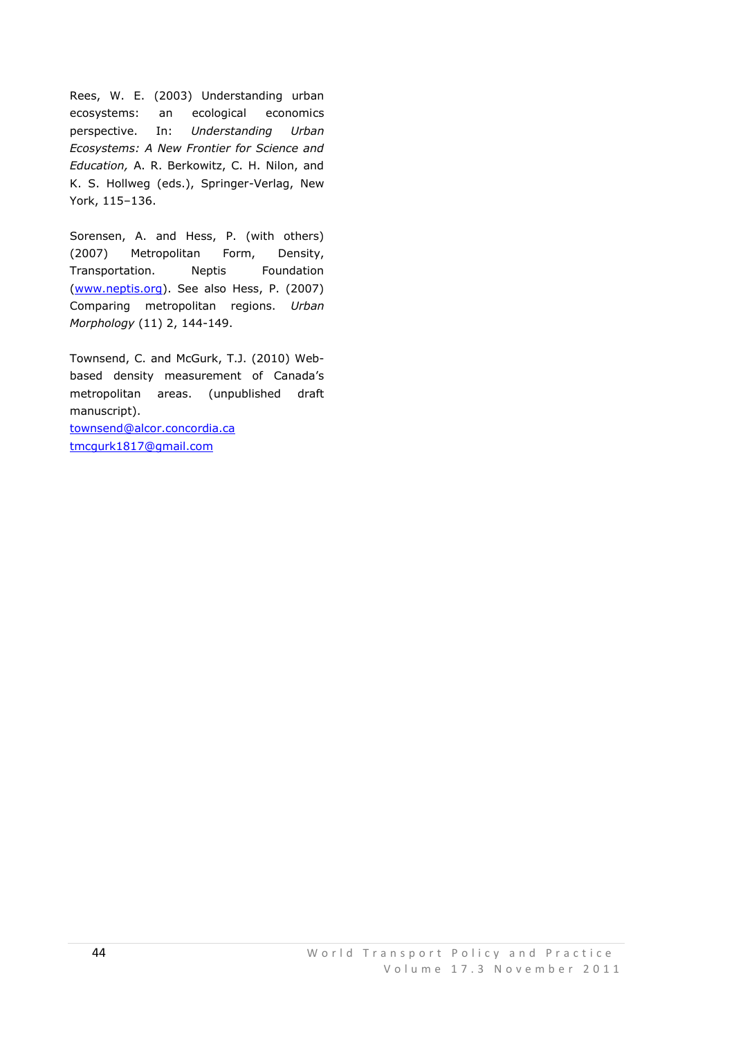Rees, W. E. (2003) Understanding urban ecosystems: an ecological economics perspective. In: *Understanding Urban Ecosystems: A New Frontier for Science and Education,* A. R. Berkowitz, C. H. Nilon, and K. S. Hollweg (eds.), Springer-Verlag, New York, 115–136.

Sorensen, A. and Hess, P. (with others) (2007) Metropolitan Form, Density, Transportation. Neptis Foundation (www.neptis.org). See also Hess, P. (2007) Comparing metropolitan regions. *Urban Morphology* (11) 2, 144-149.

Townsend, C. and McGurk, T.J. (2010) Web-based density measurement of Canada's metropolitan areas. (unpublished draft manuscript).
townsend@alcor.concordia.ca
tmcgurk1817@gmail.com